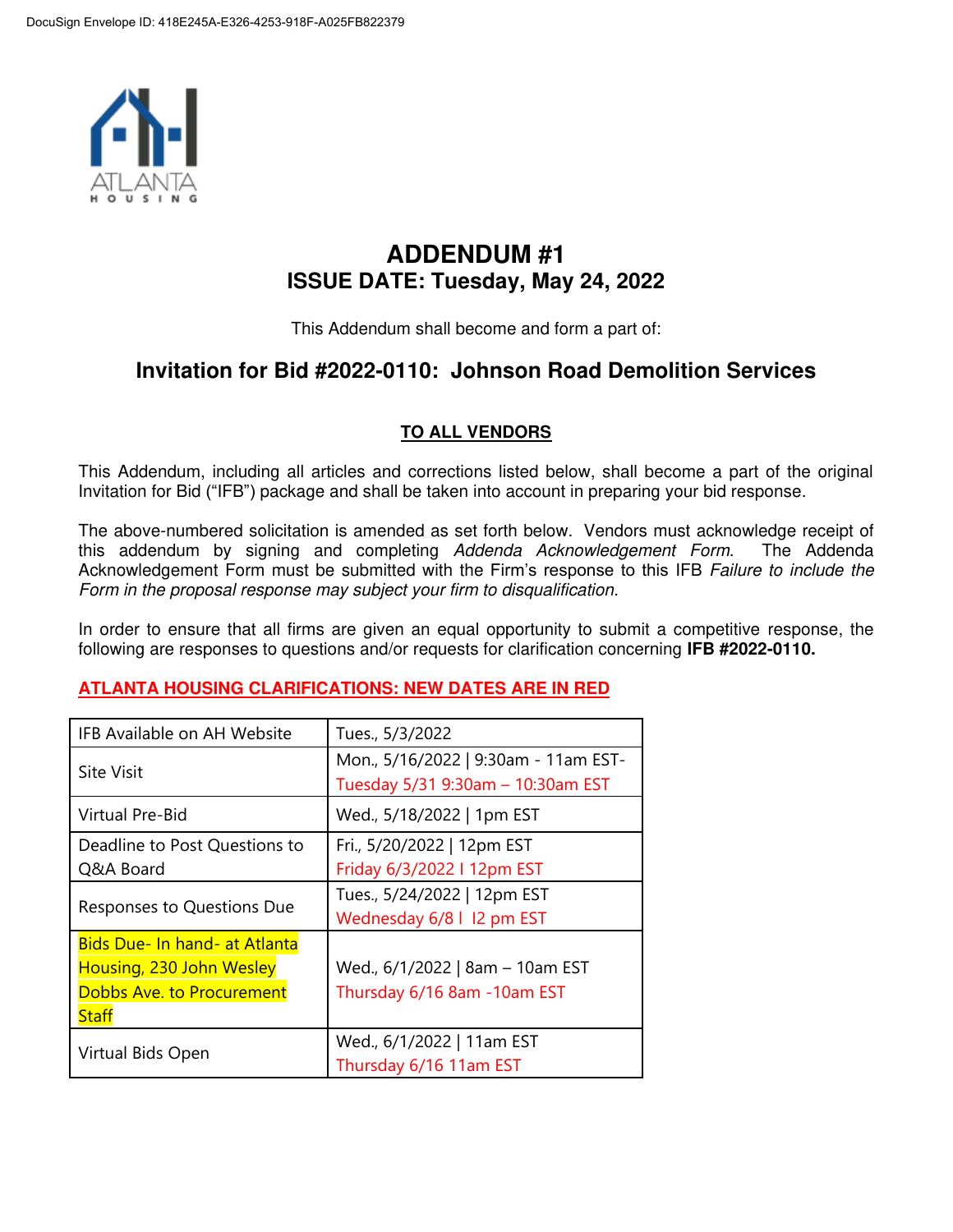# ADDENDUM #1
## ISSUE DATE: Tuesday, May 24, 2022

This Addendum shall become and form a part of:

## Invitation for Bid #2022-0110: Johnson Road Demolition Services

**TO ALL VENDORS**

This Addendum, including all articles and corrections listed below, shall become a part of the original Invitation for Bid ("IFB") package and shall be taken into account in preparing your bid response.

The above-numbered solicitation is amended as set forth below. Vendors must acknowledge receipt of this addendum by signing and completing *Addenda Acknowledgement Form*. The Addenda Acknowledgement Form must be submitted with the Firm's response to this IFB *Failure to include the Form in the proposal response may subject your firm to disqualification.*

In order to ensure that all firms are given an equal opportunity to submit a competitive response, the following are responses to questions and/or requests for clarification concerning **IFB #2022-0110.**

**ATLANTA HOUSING CLARIFICATIONS: NEW DATES ARE IN RED**

| | |
|---|---|
| IFB Available on AH Website | Tues., 5/3/2022 |
| Site Visit | Mon., 5/16/2022 \| 9:30am - 11am EST- Tuesday 5/31 9:30am – 10:30am EST |
| Virtual Pre-Bid | Wed., 5/18/2022 \| 1pm EST |
| Deadline to Post Questions to Q&A Board | Fri., 5/20/2022 \| 12pm EST Friday 6/3/2022 I 12pm EST |
| Responses to Questions Due | Tues., 5/24/2022 \| 12pm EST Wednesday 6/8 I I2 pm EST |
| Bids Due- In hand- at Atlanta Housing, 230 John Wesley Dobbs Ave. to Procurement Staff | Wed., 6/1/2022 \| 8am – 10am EST Thursday 6/16 8am -10am EST |
| Virtual Bids Open | Wed., 6/1/2022 \| 11am EST Thursday 6/16 11am EST |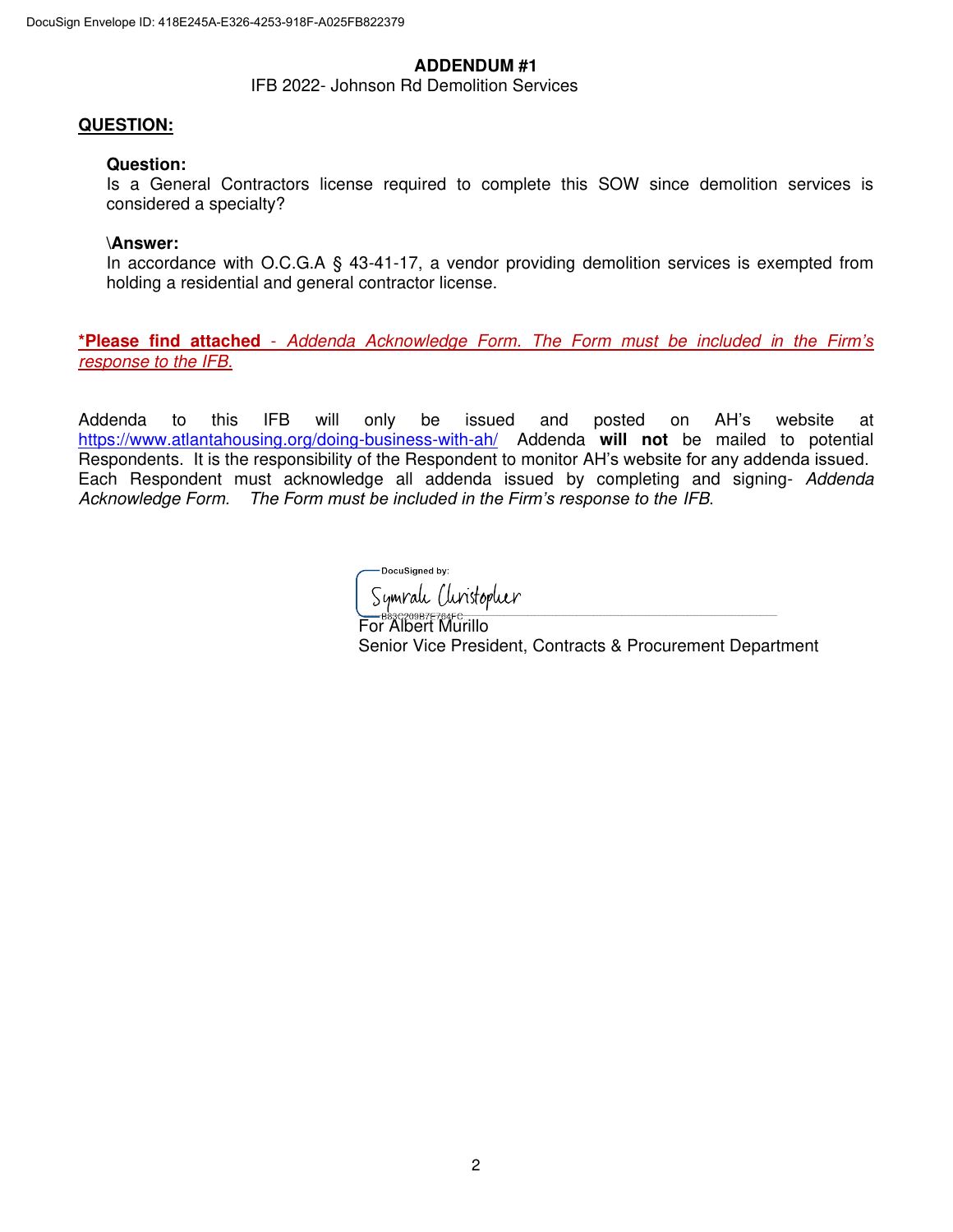DocuSign Envelope ID: 418E245A-E326-4253-918F-A025FB822379

# ADDENDUM #1

IFB 2022- Johnson Rd Demolition Services

## QUESTION:

**Question:**
Is a General Contractors license required to complete this SOW since demolition services is considered a specialty?

**\Answer:**
In accordance with O.C.G.A § 43-41-17, a vendor providing demolition services is exempted from holding a residential and general contractor license.

***Please find attached** - *Addenda Acknowledge Form. The Form must be included in the Firm's response to the IFB.*

Addenda to this IFB will only be issued and posted on AH's website at https://www.atlantahousing.org/doing-business-with-ah/ Addenda **will not** be mailed to potential Respondents. It is the responsibility of the Respondent to monitor AH's website for any addenda issued. Each Respondent must acknowledge all addenda issued by completing and signing- *Addenda Acknowledge Form. The Form must be included in the Firm's response to the IFB.*

DocuSigned by:
Symrale Christopher
B83C209B7E784FC...

For Albert Murillo
Senior Vice President, Contracts & Procurement Department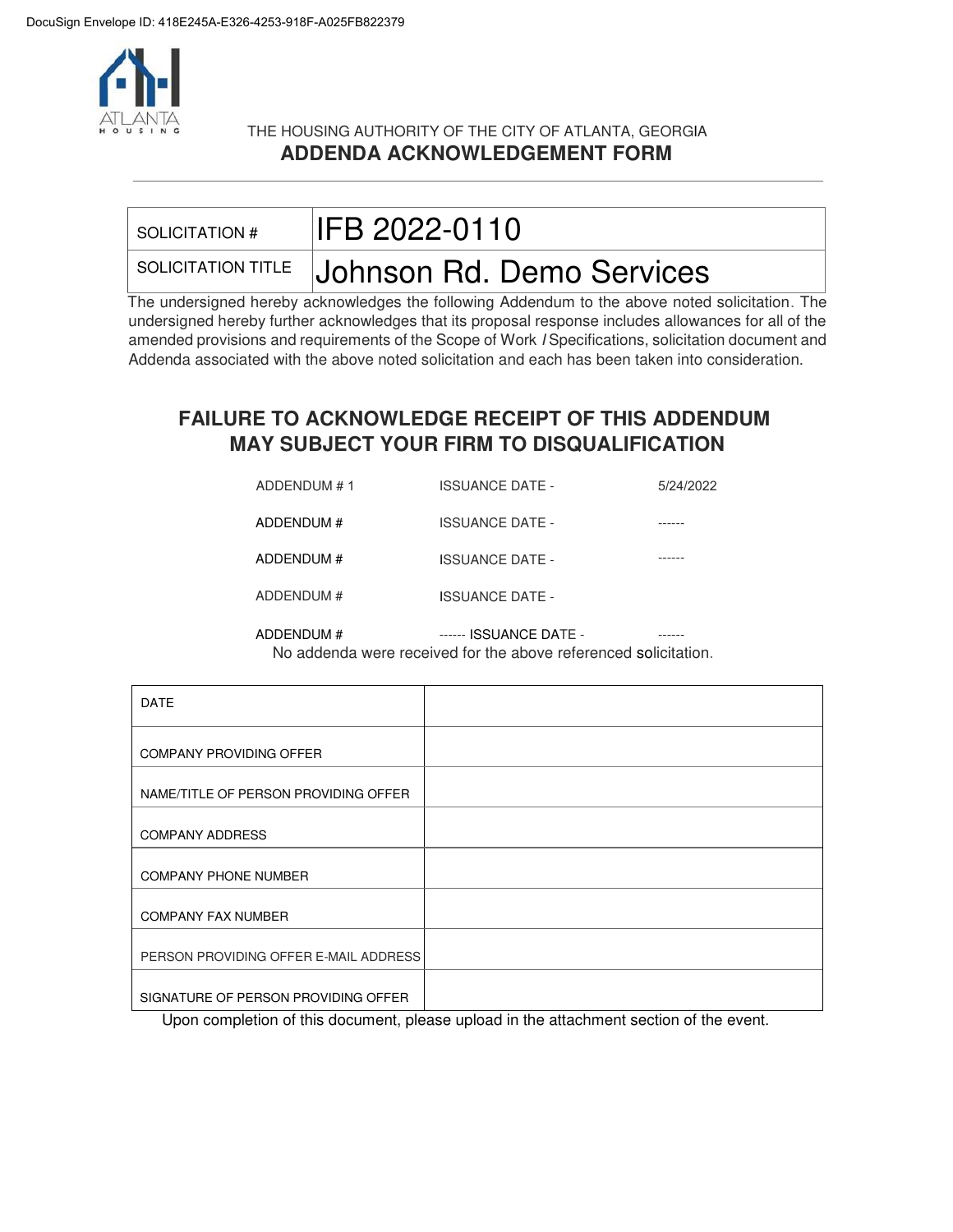DocuSign Envelope ID: 418E245A-E326-4253-918F-A025FB822379

THE HOUSING AUTHORITY OF THE CITY OF ATLANTA, GEORGIA

## ADDENDA ACKNOWLEDGEMENT FORM

| | |
|---|---|
| SOLICITATION # | IFB 2022-0110 |
| SOLICITATION TITLE | Johnson Rd. Demo Services |

The undersigned hereby acknowledges the following Addendum to the above noted solicitation. The undersigned hereby further acknowledges that its proposal response includes allowances for all of the amended provisions and requirements of the Scope of Work / Specifications, solicitation document and Addenda associated with the above noted solicitation and each has been taken into consideration.

## FAILURE TO ACKNOWLEDGE RECEIPT OF THIS ADDENDUM MAY SUBJECT YOUR FIRM TO DISQUALIFICATION

| | | |
|---|---|---|
| ADDENDUM # 1 | ISSUANCE DATE - | 5/24/2022 |
| ADDENDUM # | ISSUANCE DATE - | ------ |
| ADDENDUM # | ISSUANCE DATE - | ------ |
| ADDENDUM # | ISSUANCE DATE - | |
| ADDENDUM # | ------ ISSUANCE DATE - | ------ |

No addenda were received for the above referenced solicitation.

| | |
|---|---|
| DATE | |
| COMPANY PROVIDING OFFER | |
| NAME/TITLE OF PERSON PROVIDING OFFER | |
| COMPANY ADDRESS | |
| COMPANY PHONE NUMBER | |
| COMPANY FAX NUMBER | |
| PERSON PROVIDING OFFER E-MAIL ADDRESS | |
| SIGNATURE OF PERSON PROVIDING OFFER | |

Upon completion of this document, please upload in the attachment section of the event.